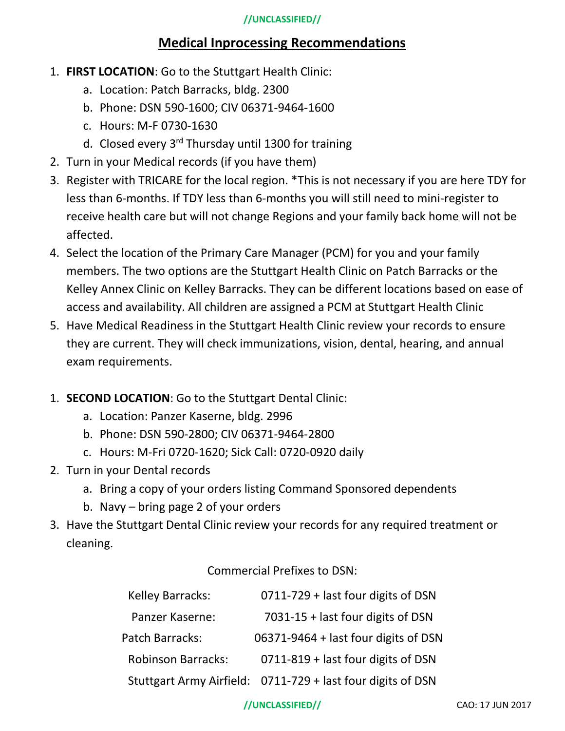//UNCLASSIFIED//

# Medical Inprocessing Recommendations

1. **FIRST LOCATION**: Go to the Stuttgart Health Clinic:
   a. Location: Patch Barracks, bldg. 2300
   b. Phone: DSN 590-1600; CIV 06371-9464-1600
   c. Hours: M-F 0730-1630
   d. Closed every 3rd Thursday until 1300 for training
2. Turn in your Medical records (if you have them)
3. Register with TRICARE for the local region. *This is not necessary if you are here TDY for less than 6-months. If TDY less than 6-months you will still need to mini-register to receive health care but will not change Regions and your family back home will not be affected.
4. Select the location of the Primary Care Manager (PCM) for you and your family members. The two options are the Stuttgart Health Clinic on Patch Barracks or the Kelley Annex Clinic on Kelley Barracks. They can be different locations based on ease of access and availability. All children are assigned a PCM at Stuttgart Health Clinic
5. Have Medical Readiness in the Stuttgart Health Clinic review your records to ensure they are current. They will check immunizations, vision, dental, hearing, and annual exam requirements.

1. **SECOND LOCATION**: Go to the Stuttgart Dental Clinic:
   a. Location: Panzer Kaserne, bldg. 2996
   b. Phone: DSN 590-2800; CIV 06371-9464-2800
   c. Hours: M-Fri 0720-1620; Sick Call: 0720-0920 daily
2. Turn in your Dental records
   a. Bring a copy of your orders listing Command Sponsored dependents
   b. Navy – bring page 2 of your orders
3. Have the Stuttgart Dental Clinic review your records for any required treatment or cleaning.

Commercial Prefixes to DSN:

| | |
|---|---|
| Kelley Barracks: | 0711-729 + last four digits of DSN |
| Panzer Kaserne: | 7031-15 + last four digits of DSN |
| Patch Barracks: | 06371-9464 + last four digits of DSN |
| Robinson Barracks: | 0711-819 + last four digits of DSN |
| Stuttgart Army Airfield: | 0711-729 + last four digits of DSN |

//UNCLASSIFIED//

CAO: 17 JUN 2017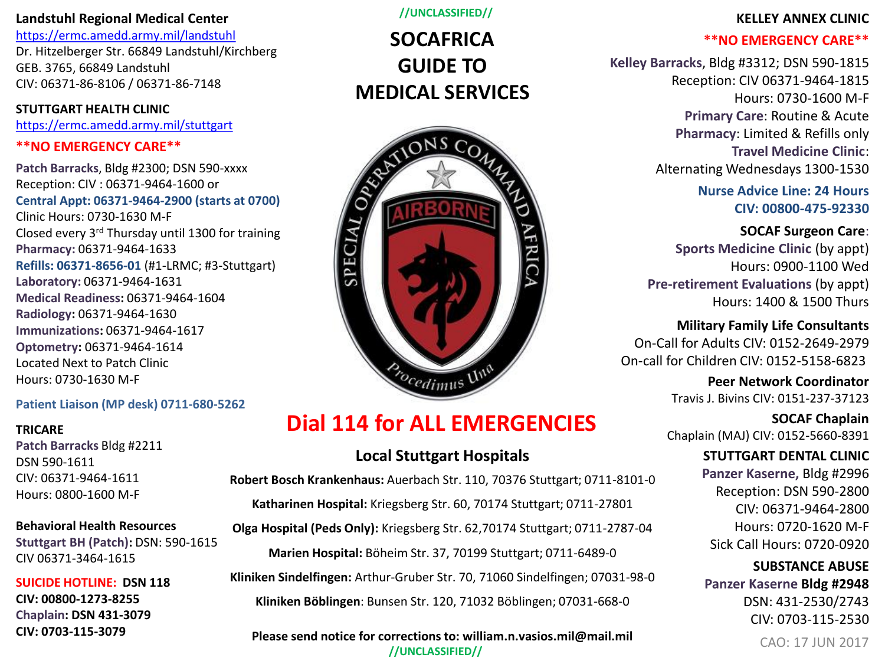//UNCLASSIFIED//

# SOCAFRICA GUIDE TO MEDICAL SERVICES

## Landstuhl Regional Medical Center

https://ermc.amedd.army.mil/landstuhl
Dr. Hitzelberger Str. 66849 Landstuhl/Kirchberg
GEB. 3765, 66849 Landstuhl
CIV: 06371-86-8106 / 06371-86-7148

## STUTTGART HEALTH CLINIC

https://ermc.amedd.army.mil/stuttgart

**\*\*NO EMERGENCY CARE\*\***

**Patch Barracks**, Bldg #2300; DSN 590-xxxx
Reception: CIV : 06371-9464-1600 or
**Central Appt: 06371-9464-2900 (starts at 0700)**
Clinic Hours: 0730-1630 M-F
Closed every 3rd Thursday until 1300 for training
**Pharmacy:** 06371-9464-1633
**Refills: 06371-8656-01** (#1-LRMC; #3-Stuttgart)
**Laboratory:** 06371-9464-1631
**Medical Readiness:** 06371-9464-1604
**Radiology:** 06371-9464-1630
**Immunizations:** 06371-9464-1617
**Optometry:** 06371-9464-1614
Located Next to Patch Clinic
Hours: 0730-1630 M-F

**Patient Liaison (MP desk) 0711-680-5262**

## TRICARE

**Patch Barracks** Bldg #2211
DSN 590-1611
CIV: 06371-9464-1611
Hours: 0800-1600 M-F

## Behavioral Health Resources

**Stuttgart BH (Patch):** DSN: 590-1615
CIV 06371-3464-1615

**SUICIDE HOTLINE: DSN 118**
**CIV: 00800-1273-8255**
**Chaplain: DSN 431-3079**
**CIV: 0703-115-3079**

## Dial 114 for ALL EMERGENCIES

## Local Stuttgart Hospitals

**Robert Bosch Krankenhaus:** Auerbach Str. 110, 70376 Stuttgart; 0711-8101-0

**Katharinen Hospital:** Kriegsberg Str. 60, 70174 Stuttgart; 0711-27801

**Olga Hospital (Peds Only):** Kriegsberg Str. 62,70174 Stuttgart; 0711-2787-04

**Marien Hospital:** Böheim Str. 37, 70199 Stuttgart; 0711-6489-0

**Kliniken Sindelfingen:** Arthur-Gruber Str. 70, 71060 Sindelfingen; 07031-98-0

**Kliniken Böblingen**: Bunsen Str. 120, 71032 Böblingen; 07031-668-0

**Please send notice for corrections to: william.n.vasios.mil@mail.mil**

## KELLEY ANNEX CLINIC

**\*\*NO EMERGENCY CARE\*\***

**Kelley Barracks**, Bldg #3312; DSN 590-1815
Reception: CIV 06371-9464-1815
Hours: 0730-1600 M-F
**Primary Care**: Routine & Acute
**Pharmacy**: Limited & Refills only
**Travel Medicine Clinic**:
Alternating Wednesdays 1300-1530

**Nurse Advice Line: 24 Hours**
**CIV: 00800-475-92330**

**SOCAF Surgeon Care**:
**Sports Medicine Clinic** (by appt)
Hours: 0900-1100 Wed
**Pre-retirement Evaluations** (by appt)
Hours: 1400 & 1500 Thurs

**Military Family Life Consultants**
On-Call for Adults CIV: 0152-2649-2979
On-call for Children CIV: 0152-5158-6823

**Peer Network Coordinator**
Travis J. Bivins CIV: 0151-237-37123

**SOCAF Chaplain**
Chaplain (MAJ) CIV: 0152-5660-8391

## STUTTGART DENTAL CLINIC

**Panzer Kaserne,** Bldg #2996
Reception: DSN 590-2800
CIV: 06371-9464-2800
Hours: 0720-1620 M-F
Sick Call Hours: 0720-0920

## SUBSTANCE ABUSE

**Panzer Kaserne Bldg #2948**
DSN: 431-2530/2743
CIV: 0703-115-2530

CAO: 17 JUN 2017

//UNCLASSIFIED//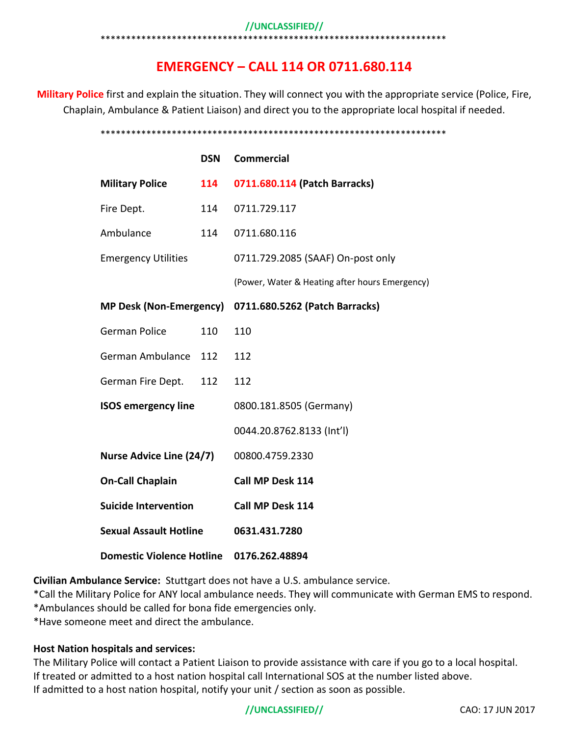//UNCLASSIFIED//

*********************************************************************

# EMERGENCY – CALL 114 OR 0711.680.114

**Military Police** first and explain the situation. They will connect you with the appropriate service (Police, Fire, Chaplain, Ambulance & Patient Liaison) and direct you to the appropriate local hospital if needed.

*********************************************************************

| | DSN | Commercial |
|---|---|---|
| **Military Police** | **114** | **0711.680.114 (Patch Barracks)** |
| Fire Dept. | 114 | 0711.729.117 |
| Ambulance | 114 | 0711.680.116 |
| Emergency Utilities | | 0711.729.2085 (SAAF) On-post only |
| | | (Power, Water & Heating after hours Emergency) |
| **MP Desk (Non-Emergency)** | | **0711.680.5262 (Patch Barracks)** |
| German Police | 110 | 110 |
| German Ambulance | 112 | 112 |
| German Fire Dept. | 112 | 112 |
| **ISOS emergency line** | | 0800.181.8505 (Germany) |
| | | 0044.20.8762.8133 (Int'l) |
| **Nurse Advice Line (24/7)** | | 00800.4759.2330 |
| **On-Call Chaplain** | | **Call MP Desk 114** |
| **Suicide Intervention** | | **Call MP Desk 114** |
| **Sexual Assault Hotline** | | **0631.431.7280** |
| **Domestic Violence Hotline** | | **0176.262.48894** |

**Civilian Ambulance Service:** Stuttgart does not have a U.S. ambulance service.
*Call the Military Police for ANY local ambulance needs. They will communicate with German EMS to respond.
*Ambulances should be called for bona fide emergencies only.
*Have someone meet and direct the ambulance.

**Host Nation hospitals and services:**
The Military Police will contact a Patient Liaison to provide assistance with care if you go to a local hospital.
If treated or admitted to a host nation hospital call International SOS at the number listed above.
If admitted to a host nation hospital, notify your unit / section as soon as possible.

//UNCLASSIFIED//

CAO: 17 JUN 2017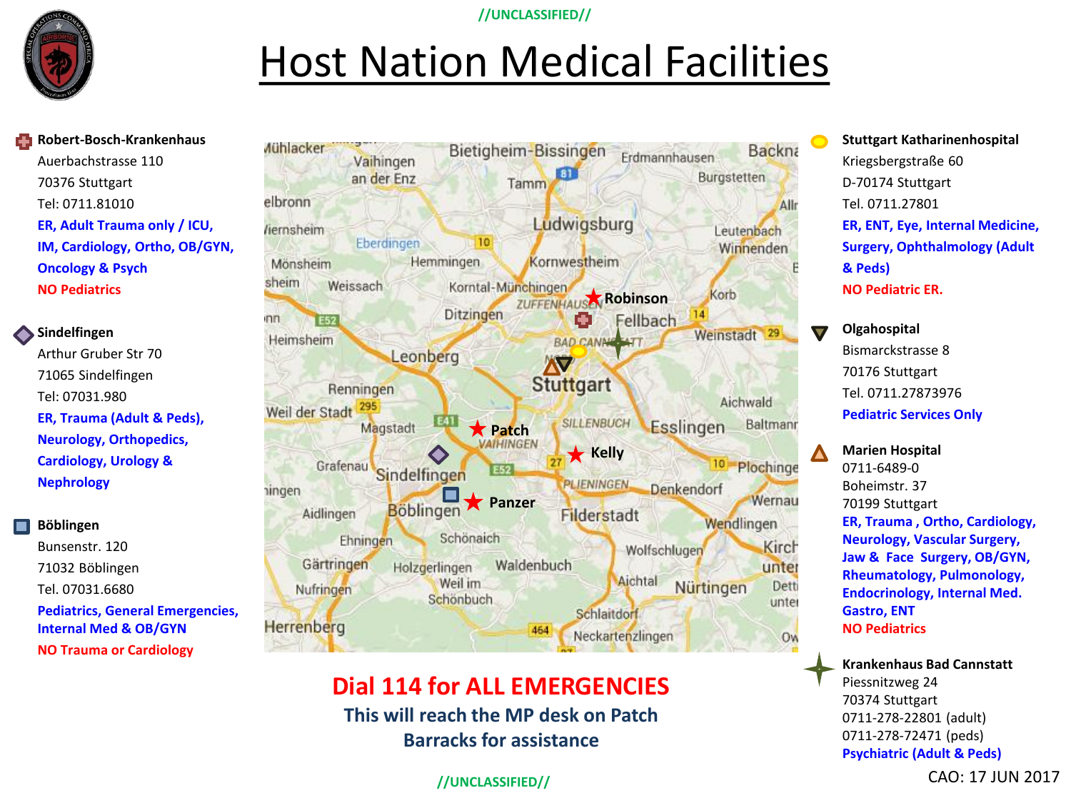//UNCLASSIFIED//

# Host Nation Medical Facilities

**Robert-Bosch-Krankenhaus**
Auerbachstrasse 110
70376 Stuttgart
Tel: 0711.81010
**ER, Adult Trauma only / ICU, IM, Cardiology, Ortho, OB/GYN, Oncology & Psych**
**NO Pediatrics**

**Sindelfingen**
Arthur Gruber Str 70
71065 Sindelfingen
Tel: 07031.980
**ER, Trauma (Adult & Peds), Neurology, Orthopedics, Cardiology, Urology & Nephrology**

**Böblingen**
Bunsenstr. 120
71032 Böblingen
Tel. 07031.6680
**Pediatrics, General Emergencies, Internal Med & OB/GYN**
**NO Trauma or Cardiology**

Robinson

Patch

Kelly

Panzer

**Dial 114 for ALL EMERGENCIES**

**This will reach the MP desk on Patch Barracks for assistance**

**Stuttgart Katharinenhospital**
Kriegsbergstraße 60
D-70174 Stuttgart
Tel. 0711.27801
**ER, ENT, Eye, Internal Medicine, Surgery, Ophthalmology (Adult & Peds)**
**NO Pediatric ER.**

**Olgahospital**
Bismarckstrasse 8
70176 Stuttgart
Tel. 0711.27873976
**Pediatric Services Only**

**Marien Hospital**
0711-6489-0
Boheimstr. 37
70199 Stuttgart
**ER, Trauma , Ortho, Cardiology, Neurology, Vascular Surgery, Jaw & Face Surgery, OB/GYN, Rheumatology, Pulmonology, Endocrinology, Internal Med. Gastro, ENT**
**NO Pediatrics**

**Krankenhaus Bad Cannstatt**
Piessnitzweg 24
70374 Stuttgart
0711-278-22801 (adult)
0711-278-72471 (peds)
**Psychiatric (Adult & Peds)**

CAO: 17 JUN 2017

//UNCLASSIFIED//